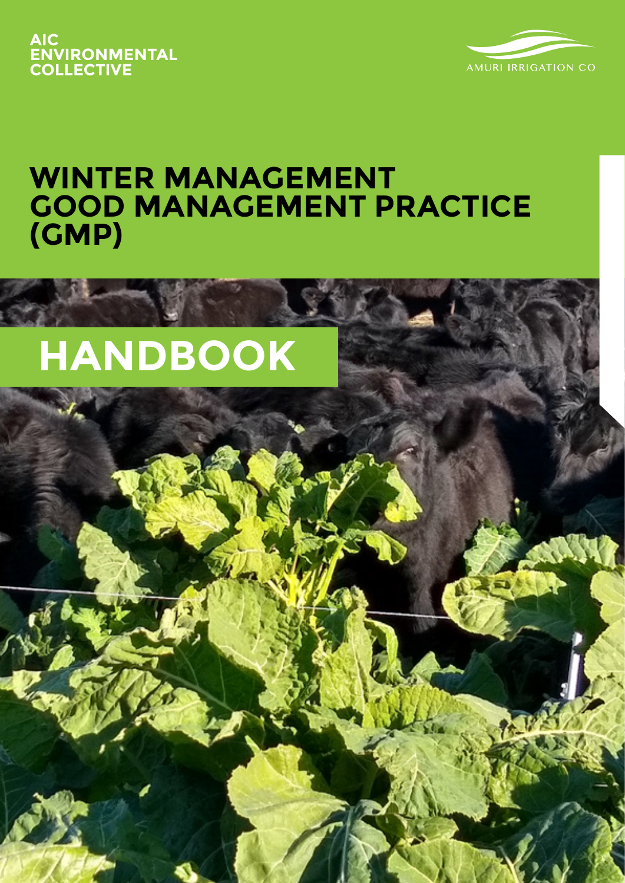AIC
ENVIRONMENTAL
COLLECTIVE

AMURI IRRIGATION CO

# WINTER MANAGEMENT GOOD MANAGEMENT PRACTICE (GMP)

# HANDBOOK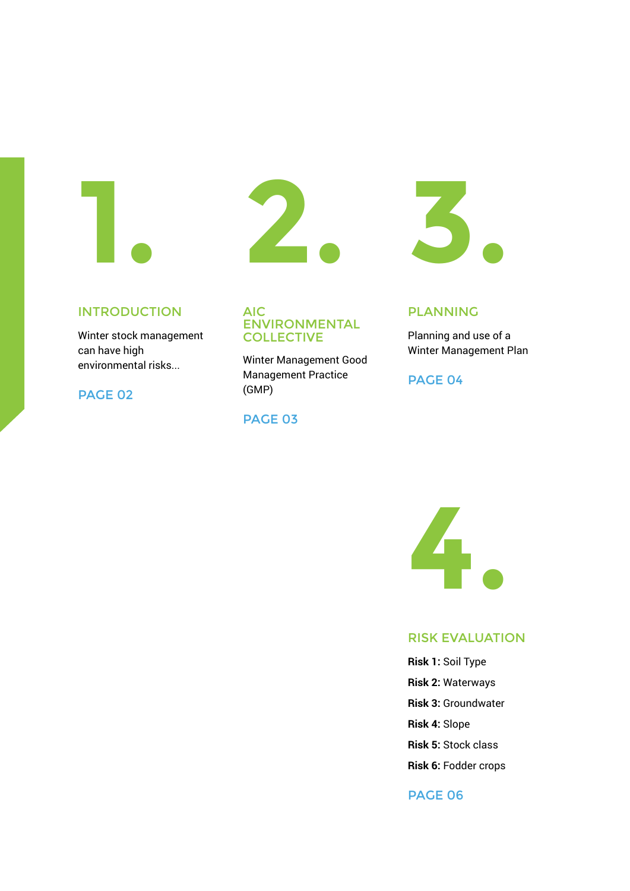# 1.

## INTRODUCTION

Winter stock management can have high environmental risks...

PAGE 02

# 2.

## AIC ENVIRONMENTAL COLLECTIVE

Winter Management Good Management Practice (GMP)

PAGE 03

# 3.

## PLANNING

Planning and use of a Winter Management Plan

PAGE 04

# 4.

## RISK EVALUATION

**Risk 1:** Soil Type

**Risk 2:** Waterways

**Risk 3:** Groundwater

**Risk 4:** Slope

**Risk 5:** Stock class

**Risk 6:** Fodder crops

PAGE 06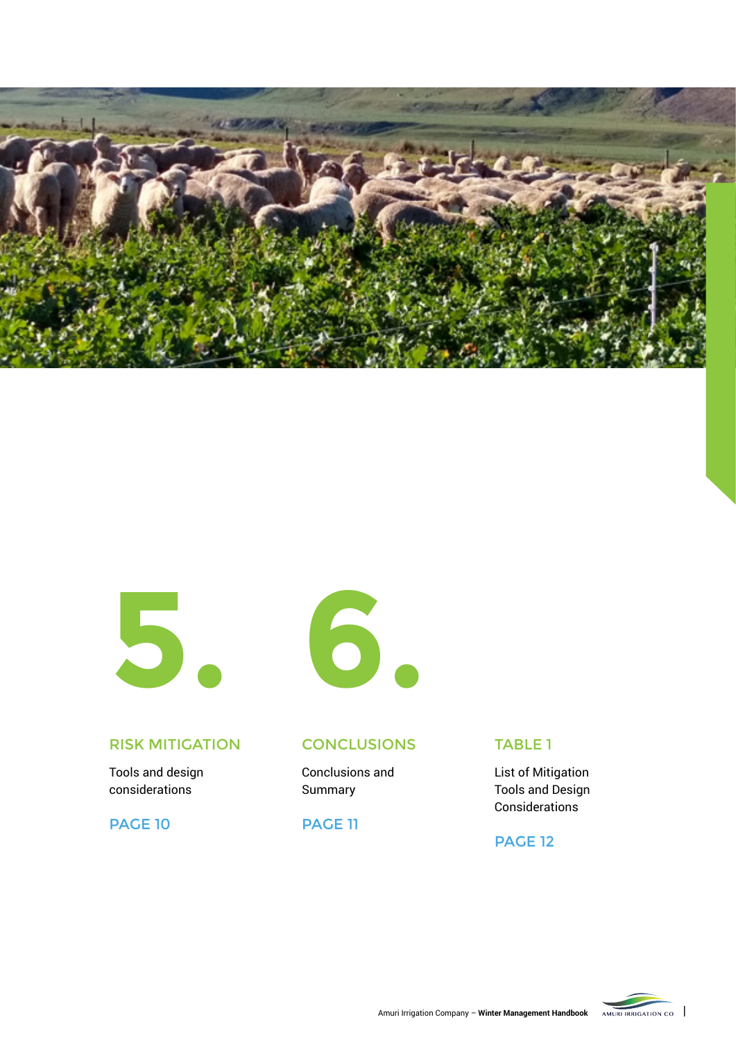# 5.

## RISK MITIGATION

Tools and design considerations

PAGE 10

# 6.

## CONCLUSIONS

Conclusions and Summary

PAGE 11

## TABLE 1

List of Mitigation Tools and Design Considerations

PAGE 12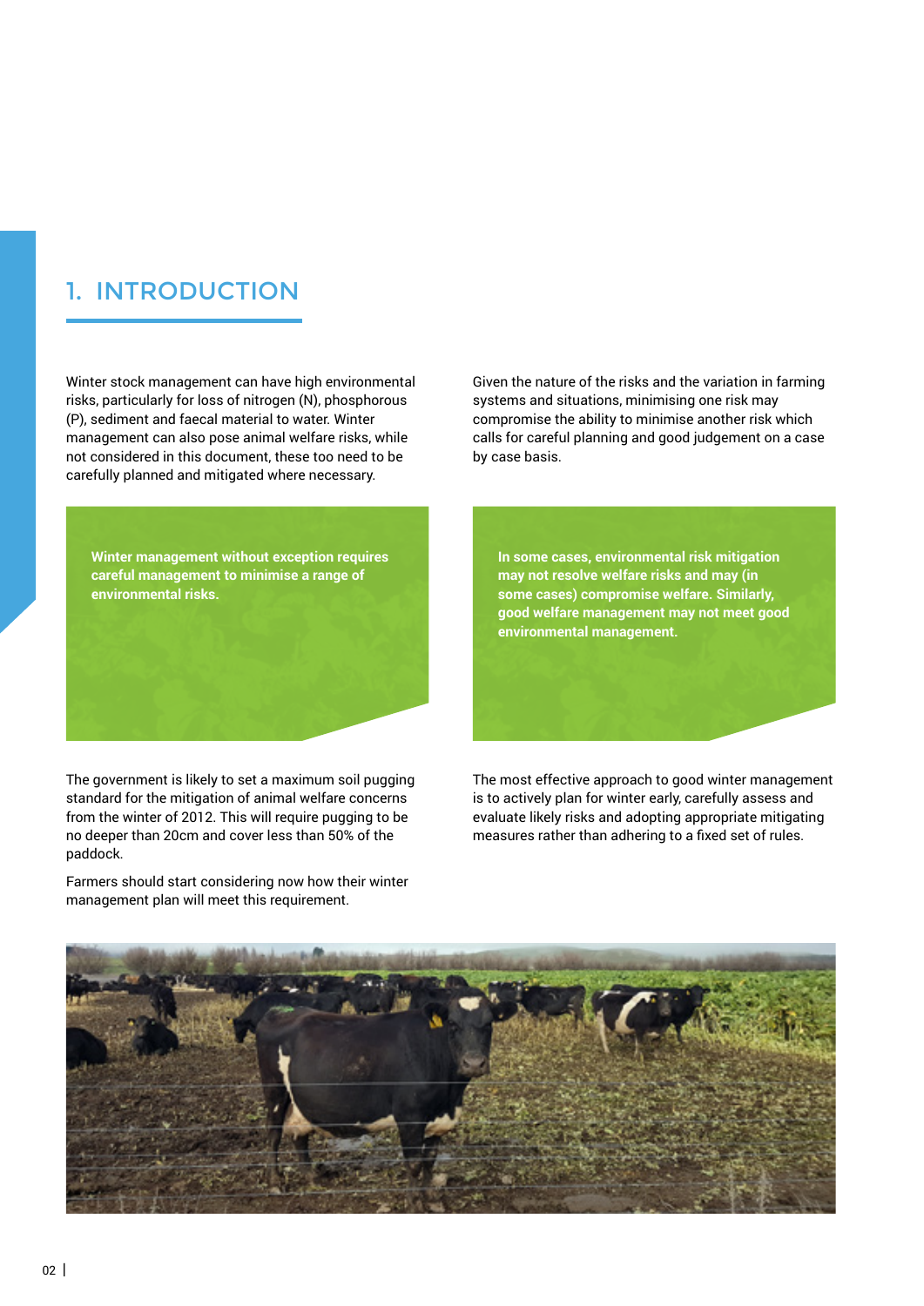# 1. INTRODUCTION

Winter stock management can have high environmental risks, particularly for loss of nitrogen (N), phosphorous (P), sediment and faecal material to water. Winter management can also pose animal welfare risks, while not considered in this document, these too need to be carefully planned and mitigated where necessary.

**Winter management without exception requires careful management to minimise a range of environmental risks.**

The government is likely to set a maximum soil pugging standard for the mitigation of animal welfare concerns from the winter of 2012. This will require pugging to be no deeper than 20cm and cover less than 50% of the paddock.

Farmers should start considering now how their winter management plan will meet this requirement.

Given the nature of the risks and the variation in farming systems and situations, minimising one risk may compromise the ability to minimise another risk which calls for careful planning and good judgement on a case by case basis.

**In some cases, environmental risk mitigation may not resolve welfare risks and may (in some cases) compromise welfare. Similarly, good welfare management may not meet good environmental management.**

The most effective approach to good winter management is to actively plan for winter early, carefully assess and evaluate likely risks and adopting appropriate mitigating measures rather than adhering to a fixed set of rules.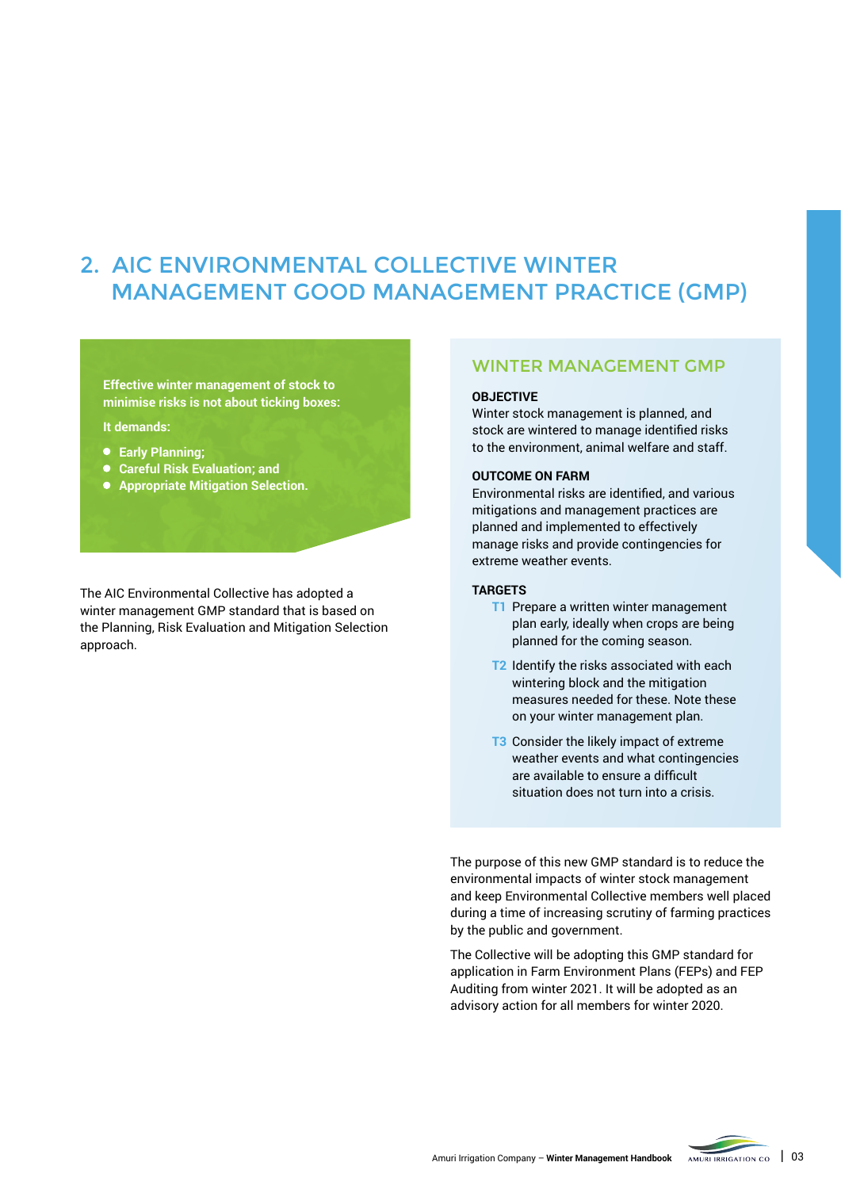## 2. AIC ENVIRONMENTAL COLLECTIVE WINTER MANAGEMENT GOOD MANAGEMENT PRACTICE (GMP)

**Effective winter management of stock to minimise risks is not about ticking boxes:**

**It demands:**

- **Early Planning;**
- **Careful Risk Evaluation; and**
- **Appropriate Mitigation Selection.**

The AIC Environmental Collective has adopted a winter management GMP standard that is based on the Planning, Risk Evaluation and Mitigation Selection approach.

### WINTER MANAGEMENT GMP

**OBJECTIVE**

Winter stock management is planned, and stock are wintered to manage identified risks to the environment, animal welfare and staff.

**OUTCOME ON FARM**

Environmental risks are identified, and various mitigations and management practices are planned and implemented to effectively manage risks and provide contingencies for extreme weather events.

**TARGETS**

- **T1** Prepare a written winter management plan early, ideally when crops are being planned for the coming season.
- **T2** Identify the risks associated with each wintering block and the mitigation measures needed for these. Note these on your winter management plan.
- **T3** Consider the likely impact of extreme weather events and what contingencies are available to ensure a difficult situation does not turn into a crisis.

The purpose of this new GMP standard is to reduce the environmental impacts of winter stock management and keep Environmental Collective members well placed during a time of increasing scrutiny of farming practices by the public and government.

The Collective will be adopting this GMP standard for application in Farm Environment Plans (FEPs) and FEP Auditing from winter 2021. It will be adopted as an advisory action for all members for winter 2020.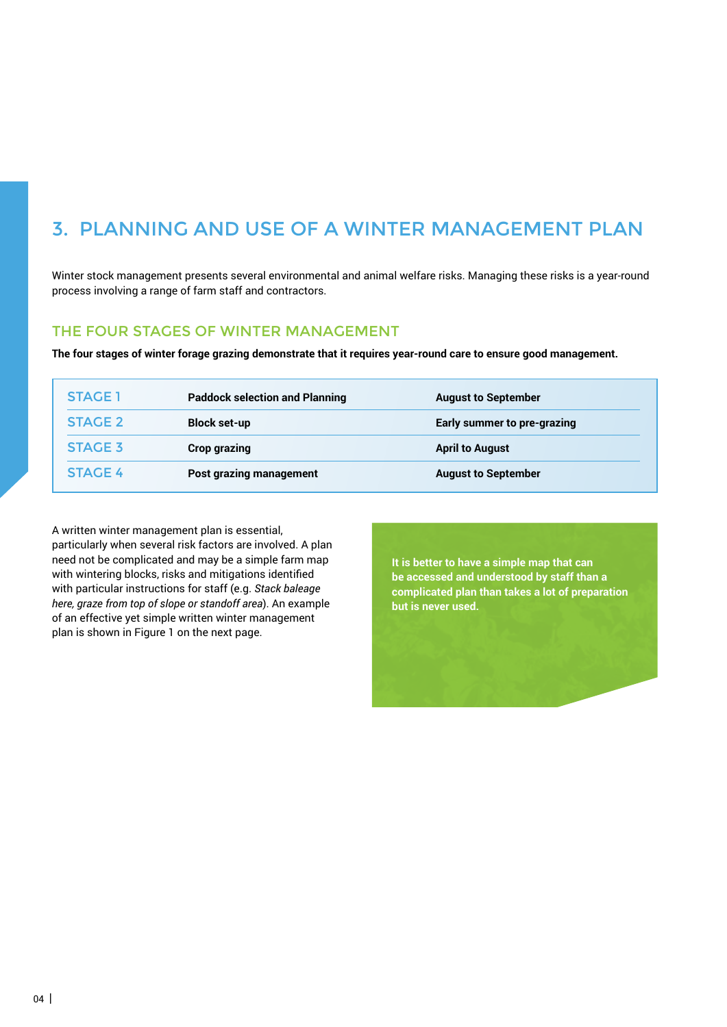# 3. PLANNING AND USE OF A WINTER MANAGEMENT PLAN

Winter stock management presents several environmental and animal welfare risks. Managing these risks is a year-round process involving a range of farm staff and contractors.

## THE FOUR STAGES OF WINTER MANAGEMENT

**The four stages of winter forage grazing demonstrate that it requires year-round care to ensure good management.**

| | | |
|---|---|---|
| STAGE 1 | **Paddock selection and Planning** | **August to September** |
| STAGE 2 | **Block set-up** | **Early summer to pre-grazing** |
| STAGE 3 | **Crop grazing** | **April to August** |
| STAGE 4 | **Post grazing management** | **August to September** |

A written winter management plan is essential, particularly when several risk factors are involved. A plan need not be complicated and may be a simple farm map with wintering blocks, risks and mitigations identified with particular instructions for staff (e.g. *Stack baleage here, graze from top of slope or standoff area*). An example of an effective yet simple written winter management plan is shown in Figure 1 on the next page.

**It is better to have a simple map that can be accessed and understood by staff than a complicated plan than takes a lot of preparation but is never used.**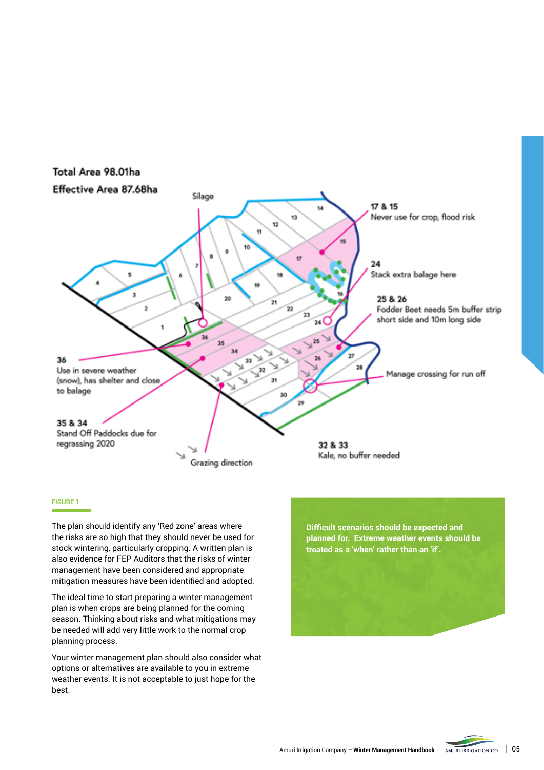Total Area 98.01ha

Effective Area 87.68ha

Silage

17 & 15
Never use for crop, flood risk

24
Stack extra balage here

25 & 26
Fodder Beet needs 5m buffer strip short side and 10m long side

Manage crossing for run off

36
Use in severe weather (snow), has shelter and close to balage

35 & 34
Stand Off Paddocks due for regrassing 2020

Grazing direction

32 & 33
Kale, no buffer needed

FIGURE 1

The plan should identify any 'Red zone' areas where the risks are so high that they should never be used for stock wintering, particularly cropping. A written plan is also evidence for FEP Auditors that the risks of winter management have been considered and appropriate mitigation measures have been identified and adopted.

The ideal time to start preparing a winter management plan is when crops are being planned for the coming season. Thinking about risks and what mitigations may be needed will add very little work to the normal crop planning process.

Your winter management plan should also consider what options or alternatives are available to you in extreme weather events. It is not acceptable to just hope for the best.

**Difficult scenarios should be expected and planned for. Extreme weather events should be treated as a 'when' rather than an 'if'.**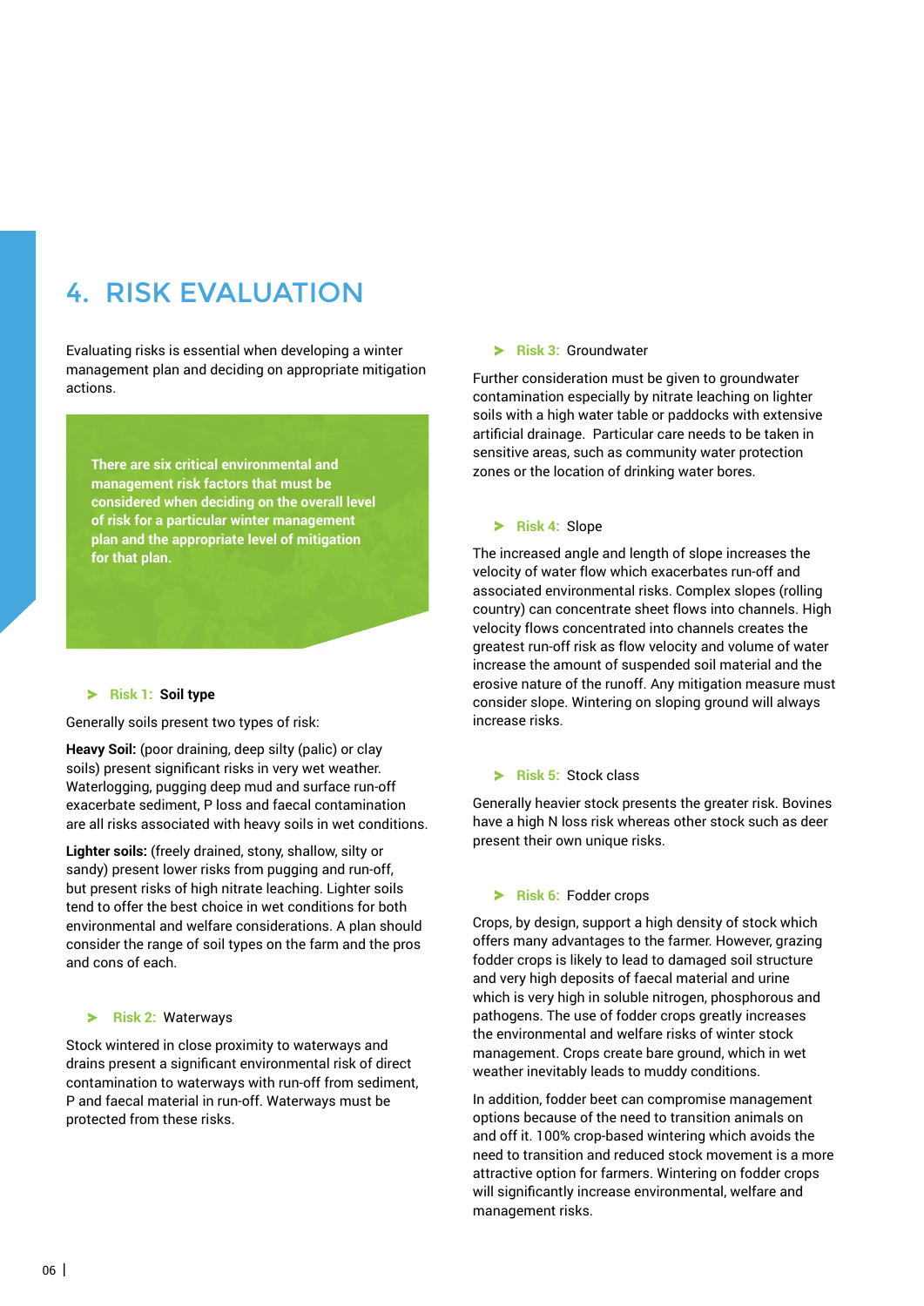# 4. RISK EVALUATION

Evaluating risks is essential when developing a winter management plan and deciding on appropriate mitigation actions.

**There are six critical environmental and management risk factors that must be considered when deciding on the overall level of risk for a particular winter management plan and the appropriate level of mitigation for that plan.**

### Risk 1: Soil type

Generally soils present two types of risk:

**Heavy Soil:** (poor draining, deep silty (palic) or clay soils) present significant risks in very wet weather. Waterlogging, pugging deep mud and surface run-off exacerbate sediment, P loss and faecal contamination are all risks associated with heavy soils in wet conditions.

**Lighter soils:** (freely drained, stony, shallow, silty or sandy) present lower risks from pugging and run-off, but present risks of high nitrate leaching. Lighter soils tend to offer the best choice in wet conditions for both environmental and welfare considerations. A plan should consider the range of soil types on the farm and the pros and cons of each.

### Risk 2: Waterways

Stock wintered in close proximity to waterways and drains present a significant environmental risk of direct contamination to waterways with run-off from sediment, P and faecal material in run-off. Waterways must be protected from these risks.

### Risk 3: Groundwater

Further consideration must be given to groundwater contamination especially by nitrate leaching on lighter soils with a high water table or paddocks with extensive artificial drainage. Particular care needs to be taken in sensitive areas, such as community water protection zones or the location of drinking water bores.

### Risk 4: Slope

The increased angle and length of slope increases the velocity of water flow which exacerbates run-off and associated environmental risks. Complex slopes (rolling country) can concentrate sheet flows into channels. High velocity flows concentrated into channels creates the greatest run-off risk as flow velocity and volume of water increase the amount of suspended soil material and the erosive nature of the runoff. Any mitigation measure must consider slope. Wintering on sloping ground will always increase risks.

### Risk 5: Stock class

Generally heavier stock presents the greater risk. Bovines have a high N loss risk whereas other stock such as deer present their own unique risks.

### Risk 6: Fodder crops

Crops, by design, support a high density of stock which offers many advantages to the farmer. However, grazing fodder crops is likely to lead to damaged soil structure and very high deposits of faecal material and urine which is very high in soluble nitrogen, phosphorous and pathogens. The use of fodder crops greatly increases the environmental and welfare risks of winter stock management. Crops create bare ground, which in wet weather inevitably leads to muddy conditions.

In addition, fodder beet can compromise management options because of the need to transition animals on and off it. 100% crop-based wintering which avoids the need to transition and reduced stock movement is a more attractive option for farmers. Wintering on fodder crops will significantly increase environmental, welfare and management risks.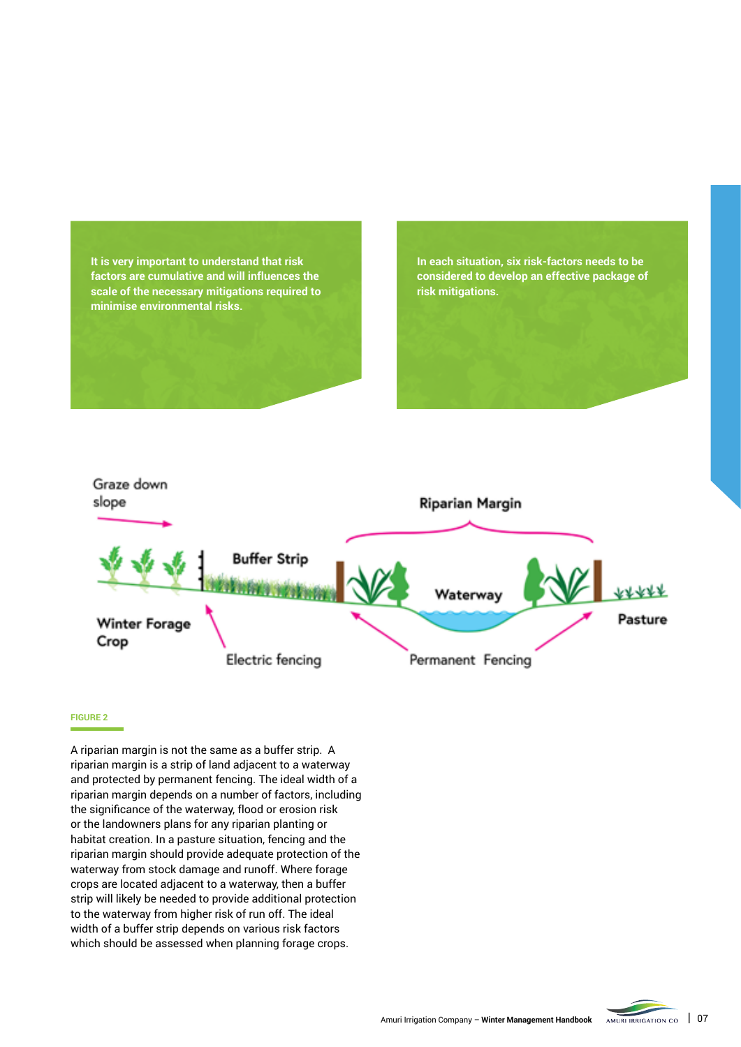**It is very important to understand that risk factors are cumulative and will influences the scale of the necessary mitigations required to minimise environmental risks.**

**In each situation, six risk-factors needs to be considered to develop an effective package of risk mitigations.**

Graze down slope

Riparian Margin

Buffer Strip

Waterway

Winter Forage Crop

Pasture

Electric fencing

Permanent Fencing

**FIGURE 2**

A riparian margin is not the same as a buffer strip. A riparian margin is a strip of land adjacent to a waterway and protected by permanent fencing. The ideal width of a riparian margin depends on a number of factors, including the significance of the waterway, flood or erosion risk or the landowners plans for any riparian planting or habitat creation. In a pasture situation, fencing and the riparian margin should provide adequate protection of the waterway from stock damage and runoff. Where forage crops are located adjacent to a waterway, then a buffer strip will likely be needed to provide additional protection to the waterway from higher risk of run off. The ideal width of a buffer strip depends on various risk factors which should be assessed when planning forage crops.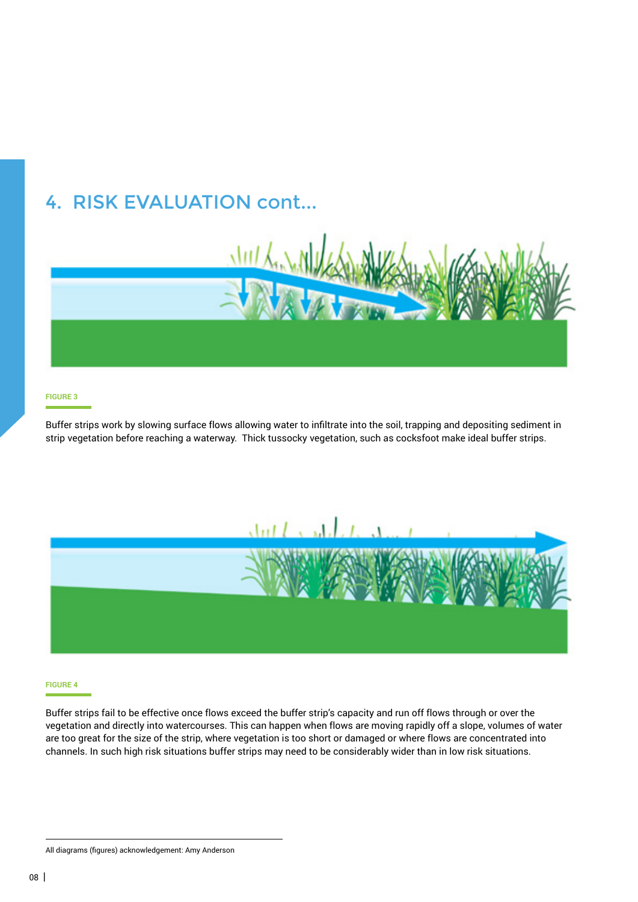# 4. RISK EVALUATION cont...

FIGURE 3

Buffer strips work by slowing surface flows allowing water to infiltrate into the soil, trapping and depositing sediment in strip vegetation before reaching a waterway. Thick tussocky vegetation, such as cocksfoot make ideal buffer strips.

FIGURE 4

Buffer strips fail to be effective once flows exceed the buffer strip's capacity and run off flows through or over the vegetation and directly into watercourses. This can happen when flows are moving rapidly off a slope, volumes of water are too great for the size of the strip, where vegetation is too short or damaged or where flows are concentrated into channels. In such high risk situations buffer strips may need to be considerably wider than in low risk situations.

All diagrams (figures) acknowledgement: Amy Anderson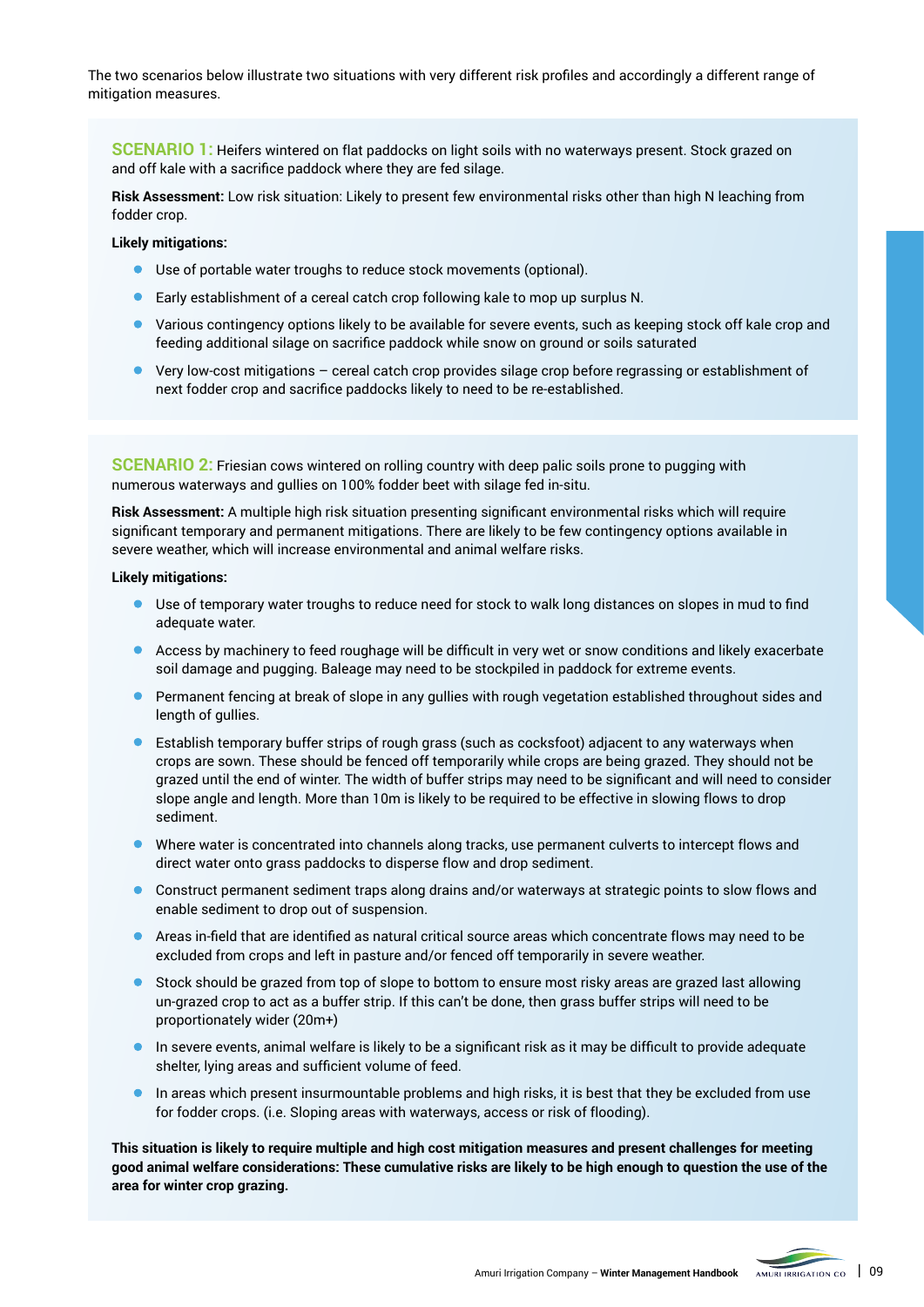The two scenarios below illustrate two situations with very different risk profiles and accordingly a different range of mitigation measures.

**SCENARIO 1:** Heifers wintered on flat paddocks on light soils with no waterways present. Stock grazed on and off kale with a sacrifice paddock where they are fed silage.

**Risk Assessment:** Low risk situation: Likely to present few environmental risks other than high N leaching from fodder crop.

**Likely mitigations:**

- Use of portable water troughs to reduce stock movements (optional).
- Early establishment of a cereal catch crop following kale to mop up surplus N.
- Various contingency options likely to be available for severe events, such as keeping stock off kale crop and feeding additional silage on sacrifice paddock while snow on ground or soils saturated
- Very low-cost mitigations – cereal catch crop provides silage crop before regrassing or establishment of next fodder crop and sacrifice paddocks likely to need to be re-established.

**SCENARIO 2:** Friesian cows wintered on rolling country with deep palic soils prone to pugging with numerous waterways and gullies on 100% fodder beet with silage fed in-situ.

**Risk Assessment:** A multiple high risk situation presenting significant environmental risks which will require significant temporary and permanent mitigations. There are likely to be few contingency options available in severe weather, which will increase environmental and animal welfare risks.

**Likely mitigations:**

- Use of temporary water troughs to reduce need for stock to walk long distances on slopes in mud to find adequate water.
- Access by machinery to feed roughage will be difficult in very wet or snow conditions and likely exacerbate soil damage and pugging. Baleage may need to be stockpiled in paddock for extreme events.
- Permanent fencing at break of slope in any gullies with rough vegetation established throughout sides and length of gullies.
- Establish temporary buffer strips of rough grass (such as cocksfoot) adjacent to any waterways when crops are sown. These should be fenced off temporarily while crops are being grazed. They should not be grazed until the end of winter. The width of buffer strips may need to be significant and will need to consider slope angle and length. More than 10m is likely to be required to be effective in slowing flows to drop sediment.
- Where water is concentrated into channels along tracks, use permanent culverts to intercept flows and direct water onto grass paddocks to disperse flow and drop sediment.
- Construct permanent sediment traps along drains and/or waterways at strategic points to slow flows and enable sediment to drop out of suspension.
- Areas in-field that are identified as natural critical source areas which concentrate flows may need to be excluded from crops and left in pasture and/or fenced off temporarily in severe weather.
- Stock should be grazed from top of slope to bottom to ensure most risky areas are grazed last allowing un-grazed crop to act as a buffer strip. If this can't be done, then grass buffer strips will need to be proportionately wider (20m+)
- In severe events, animal welfare is likely to be a significant risk as it may be difficult to provide adequate shelter, lying areas and sufficient volume of feed.
- In areas which present insurmountable problems and high risks, it is best that they be excluded from use for fodder crops. (i.e. Sloping areas with waterways, access or risk of flooding).

**This situation is likely to require multiple and high cost mitigation measures and present challenges for meeting good animal welfare considerations: These cumulative risks are likely to be high enough to question the use of the area for winter crop grazing.**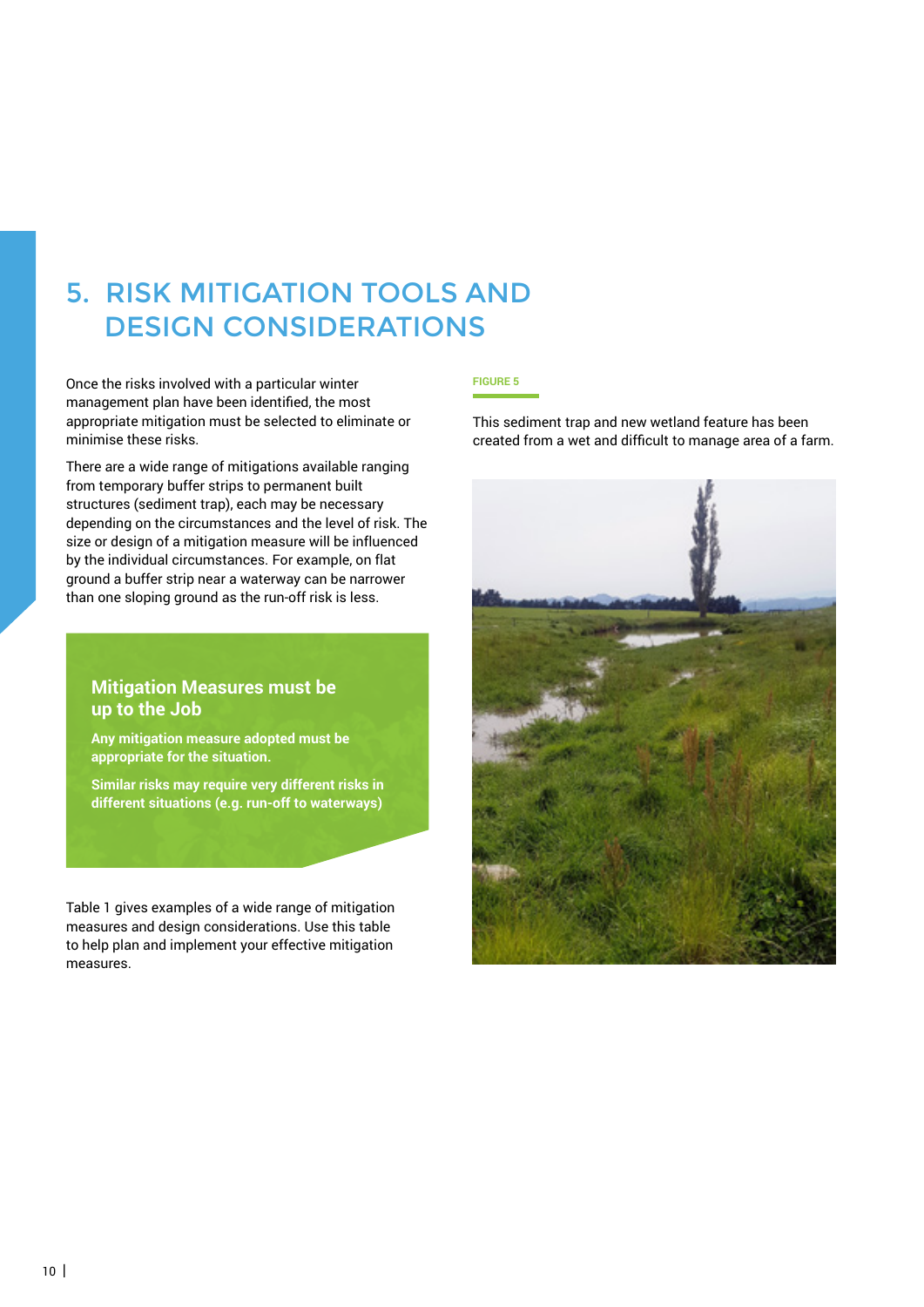# 5. RISK MITIGATION TOOLS AND DESIGN CONSIDERATIONS

Once the risks involved with a particular winter management plan have been identified, the most appropriate mitigation must be selected to eliminate or minimise these risks.

There are a wide range of mitigations available ranging from temporary buffer strips to permanent built structures (sediment trap), each may be necessary depending on the circumstances and the level of risk. The size or design of a mitigation measure will be influenced by the individual circumstances. For example, on flat ground a buffer strip near a waterway can be narrower than one sloping ground as the run-off risk is less.

> **Mitigation Measures must be up to the Job**
>
> **Any mitigation measure adopted must be appropriate for the situation.**
>
> **Similar risks may require very different risks in different situations (e.g. run-off to waterways)**

Table 1 gives examples of a wide range of mitigation measures and design considerations. Use this table to help plan and implement your effective mitigation measures.

**FIGURE 5**

This sediment trap and new wetland feature has been created from a wet and difficult to manage area of a farm.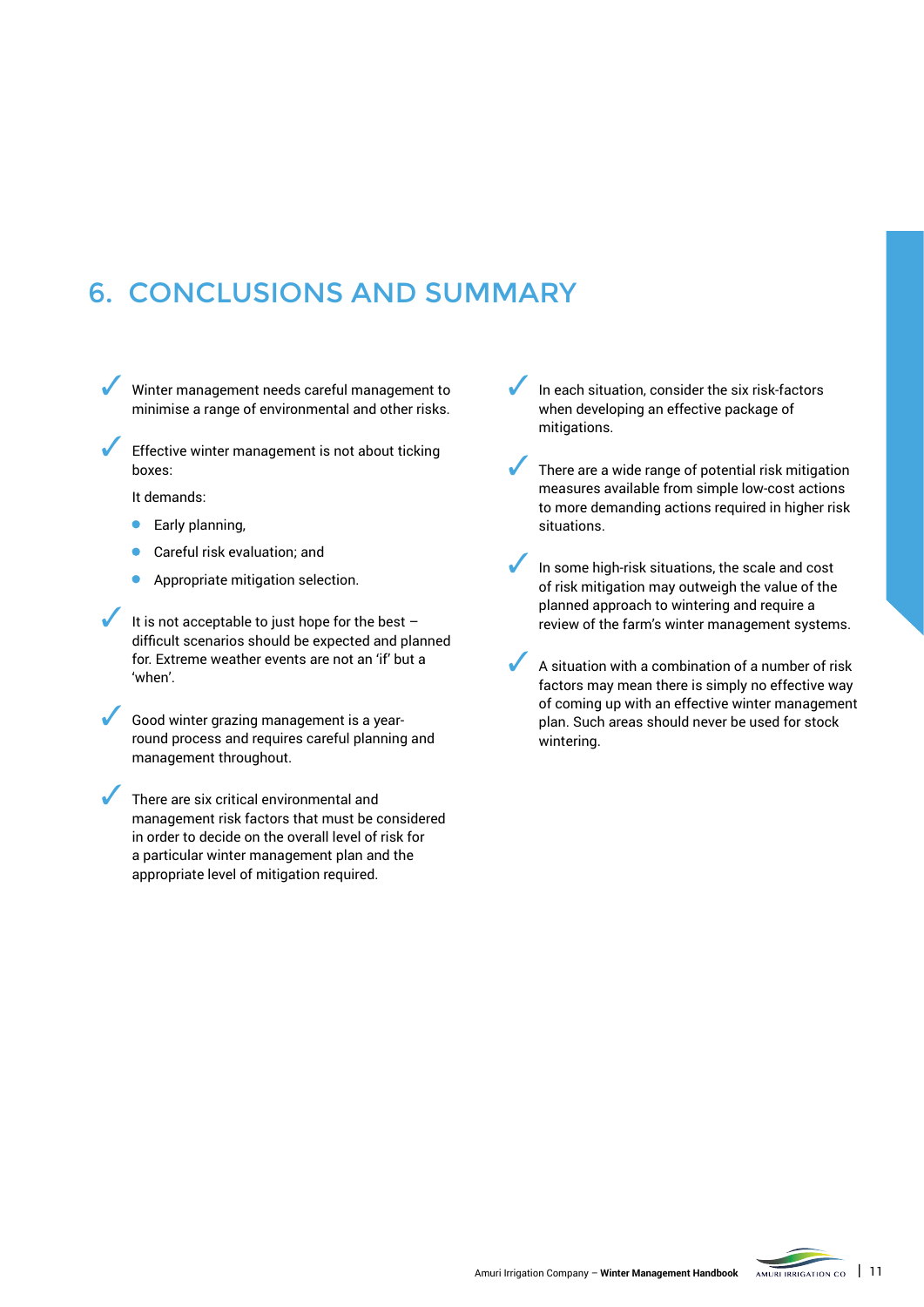# 6. CONCLUSIONS AND SUMMARY

- ✓ Winter management needs careful management to minimise a range of environmental and other risks.
- ✓ Effective winter management is not about ticking boxes:

  It demands:

  - Early planning,
  - Careful risk evaluation; and
  - Appropriate mitigation selection.
- ✓ It is not acceptable to just hope for the best – difficult scenarios should be expected and planned for. Extreme weather events are not an 'if' but a 'when'.
- ✓ Good winter grazing management is a year-round process and requires careful planning and management throughout.
- ✓ There are six critical environmental and management risk factors that must be considered in order to decide on the overall level of risk for a particular winter management plan and the appropriate level of mitigation required.
- ✓ In each situation, consider the six risk-factors when developing an effective package of mitigations.
- ✓ There are a wide range of potential risk mitigation measures available from simple low-cost actions to more demanding actions required in higher risk situations.
- ✓ In some high-risk situations, the scale and cost of risk mitigation may outweigh the value of the planned approach to wintering and require a review of the farm's winter management systems.
- ✓ A situation with a combination of a number of risk factors may mean there is simply no effective way of coming up with an effective winter management plan. Such areas should never be used for stock wintering.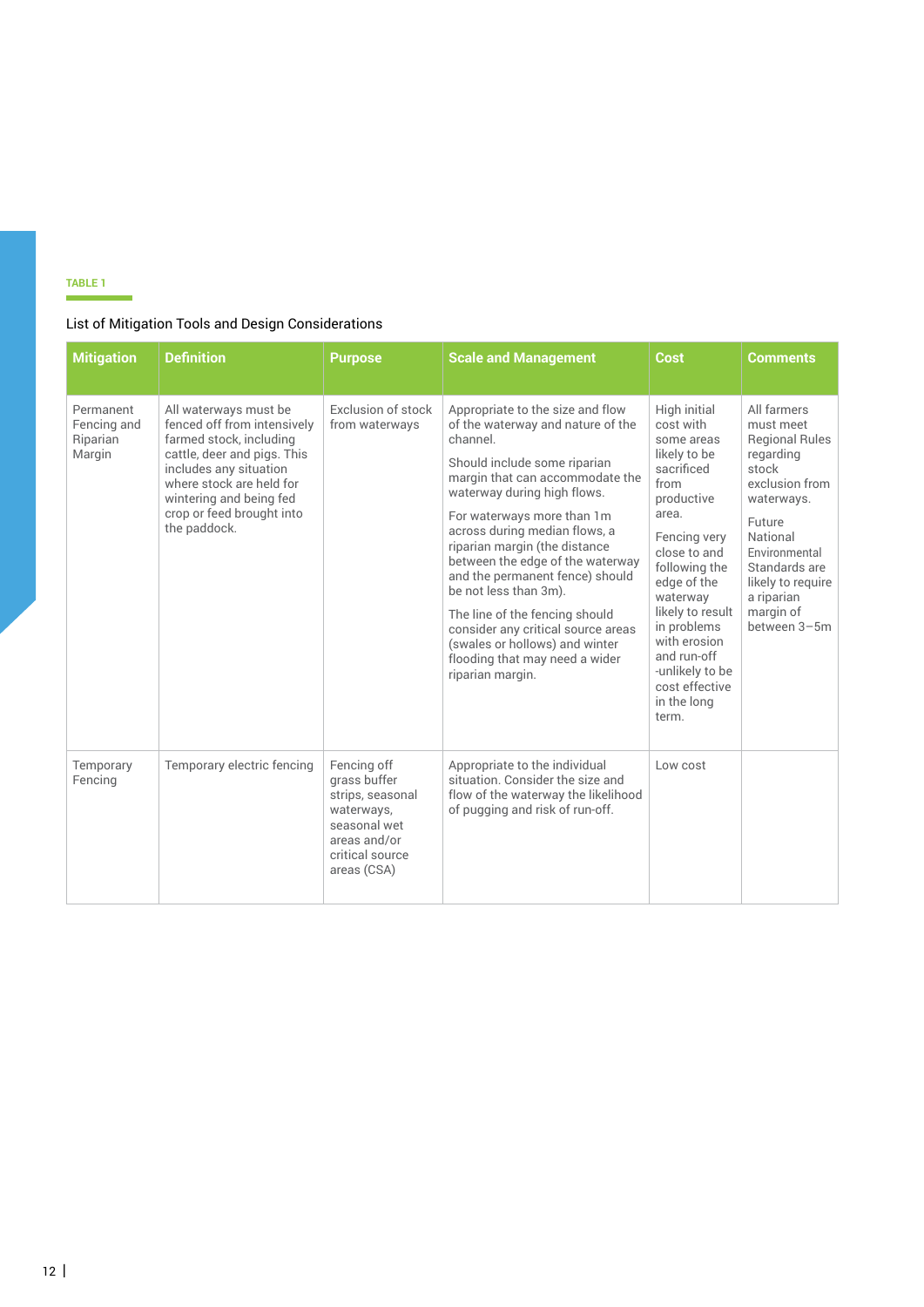**TABLE 1**

List of Mitigation Tools and Design Considerations

| Mitigation | Definition | Purpose | Scale and Management | Cost | Comments |
|---|---|---|---|---|---|
| Permanent Fencing and Riparian Margin | All waterways must be fenced off from intensively farmed stock, including cattle, deer and pigs. This includes any situation where stock are held for wintering and being fed crop or feed brought into the paddock. | Exclusion of stock from waterways | Appropriate to the size and flow of the waterway and nature of the channel.<br><br>Should include some riparian margin that can accommodate the waterway during high flows.<br><br>For waterways more than 1m across during median flows, a riparian margin (the distance between the edge of the waterway and the permanent fence) should be not less than 3m).<br><br>The line of the fencing should consider any critical source areas (swales or hollows) and winter flooding that may need a wider riparian margin. | High initial cost with some areas likely to be sacrificed from productive area.<br><br>Fencing very close to and following the edge of the waterway likely to result in problems with erosion and run-off -unlikely to be cost effective in the long term. | All farmers must meet Regional Rules regarding stock exclusion from waterways.<br><br>Future National Environmental Standards are likely to require a riparian margin of between 3–5m |
| Temporary Fencing | Temporary electric fencing | Fencing off grass buffer strips, seasonal waterways, seasonal wet areas and/or critical source areas (CSA) | Appropriate to the individual situation. Consider the size and flow of the waterway the likelihood of pugging and risk of run-off. | Low cost | |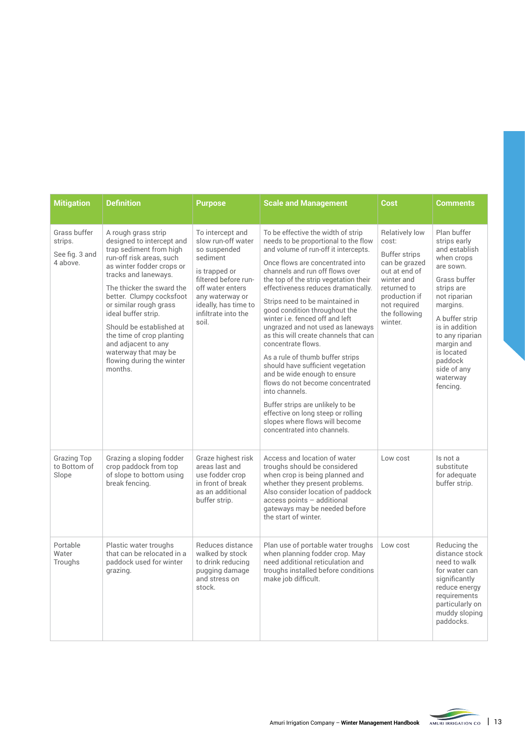| Mitigation | Definition | Purpose | Scale and Management | Cost | Comments |
| --- | --- | --- | --- | --- | --- |
| Grass buffer strips.<br><br>See fig. 3 and 4 above. | A rough grass strip designed to intercept and trap sediment from high run-off risk areas, such as winter fodder crops or tracks and laneways.<br><br>The thicker the sward the better. Clumpy cocksfoot or similar rough grass ideal buffer strip.<br><br>Should be established at the time of crop planting and adjacent to any waterway that may be flowing during the winter months. | To intercept and slow run-off water so suspended sediment<br><br>is trapped or filtered before run-off water enters any waterway or ideally, has time to infiltrate into the soil. | To be effective the width of strip needs to be proportional to the flow and volume of run-off it intercepts.<br><br>Once flows are concentrated into channels and run off flows over the top of the strip vegetation their effectiveness reduces dramatically.<br><br>Strips need to be maintained in good condition throughout the winter i.e. fenced off and left ungrazed and not used as laneways as this will create channels that can concentrate flows.<br><br>As a rule of thumb buffer strips should have sufficient vegetation and be wide enough to ensure flows do not become concentrated into channels.<br><br>Buffer strips are unlikely to be effective on long steep or rolling slopes where flows will become concentrated into channels. | Relatively low cost:<br><br>Buffer strips can be grazed out at end of winter and returned to production if not required the following winter. | Plan buffer strips early and establish when crops are sown.<br><br>Grass buffer strips are not riparian margins.<br><br>A buffer strip is in addition to any riparian margin and is located paddock side of any waterway fencing. |
| Grazing Top to Bottom of Slope | Grazing a sloping fodder crop paddock from top of slope to bottom using break fencing. | Graze highest risk areas last and use fodder crop in front of break as an additional buffer strip. | Access and location of water troughs should be considered when crop is being planned and whether they present problems. Also consider location of paddock access points – additional gateways may be needed before the start of winter. | Low cost | Is not a substitute for adequate buffer strip. |
| Portable Water Troughs | Plastic water troughs that can be relocated in a paddock used for winter grazing. | Reduces distance walked by stock to drink reducing pugging damage and stress on stock. | Plan use of portable water troughs when planning fodder crop. May need additional reticulation and troughs installed before conditions make job difficult. | Low cost | Reducing the distance stock need to walk for water can significantly reduce energy requirements particularly on muddy sloping paddocks. |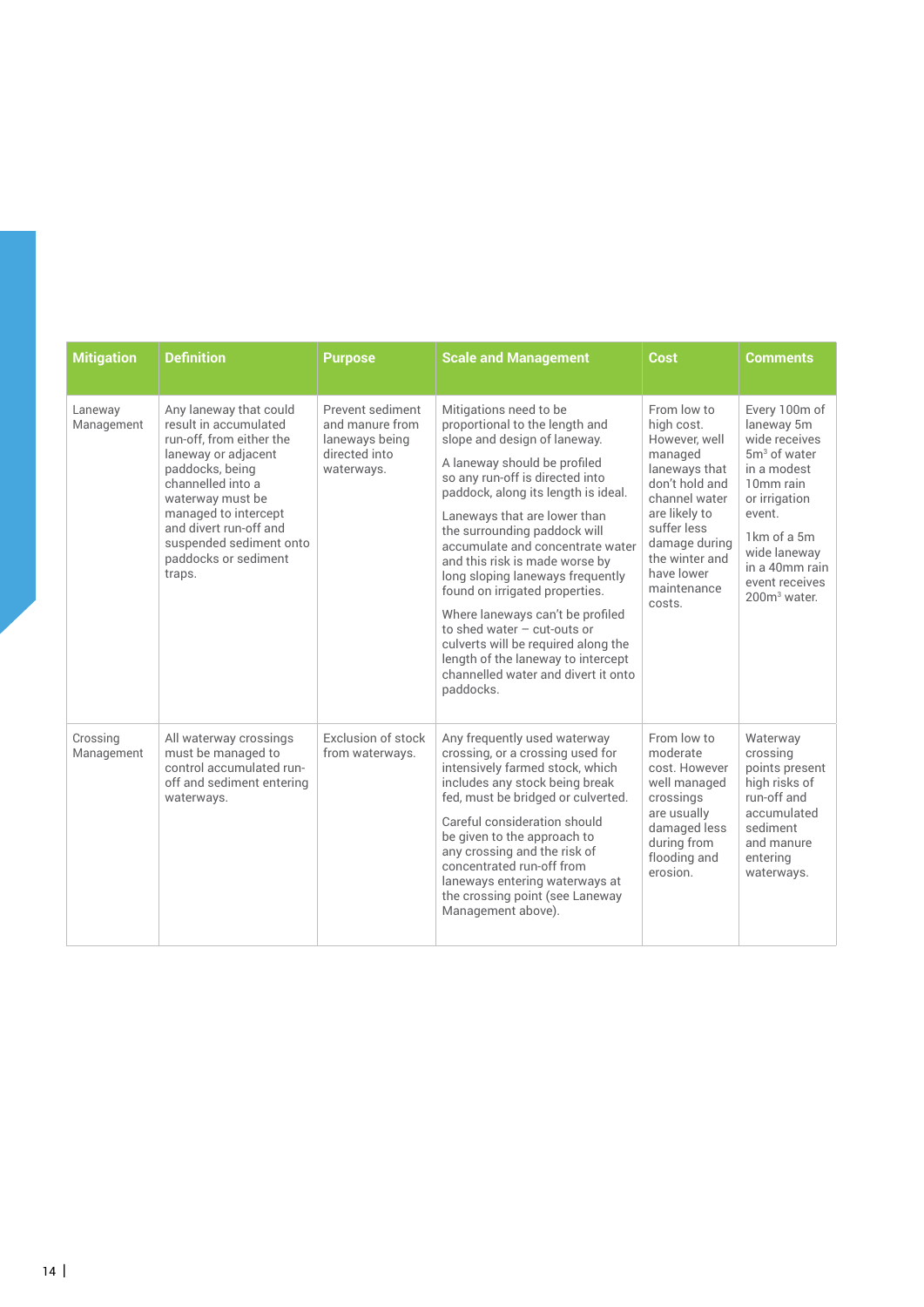| Mitigation | Definition | Purpose | Scale and Management | Cost | Comments |
|---|---|---|---|---|---|
| Laneway Management | Any laneway that could result in accumulated run-off, from either the laneway or adjacent paddocks, being channelled into a waterway must be managed to intercept and divert run-off and suspended sediment onto paddocks or sediment traps. | Prevent sediment and manure from laneways being directed into waterways. | Mitigations need to be proportional to the length and slope and design of laneway.<br><br>A laneway should be profiled so any run-off is directed into paddock, along its length is ideal.<br><br>Laneways that are lower than the surrounding paddock will accumulate and concentrate water and this risk is made worse by long sloping laneways frequently found on irrigated properties.<br><br>Where laneways can't be profiled to shed water – cut-outs or culverts will be required along the length of the laneway to intercept channelled water and divert it onto paddocks. | From low to high cost. However, well managed laneways that don't hold and channel water are likely to suffer less damage during the winter and have lower maintenance costs. | Every 100m of laneway 5m wide receives 5m$^3$ of water in a modest 10mm rain or irrigation event.<br><br>1km of a 5m wide laneway in a 40mm rain event receives 200m$^3$ water. |
| Crossing Management | All waterway crossings must be managed to control accumulated run-off and sediment entering waterways. | Exclusion of stock from waterways. | Any frequently used waterway crossing, or a crossing used for intensively farmed stock, which includes any stock being break fed, must be bridged or culverted.<br><br>Careful consideration should be given to the approach to any crossing and the risk of concentrated run-off from laneways entering waterways at the crossing point (see Laneway Management above). | From low to moderate cost. However well managed crossings are usually damaged less during from flooding and erosion. | Waterway crossing points present high risks of run-off and accumulated sediment and manure entering waterways. |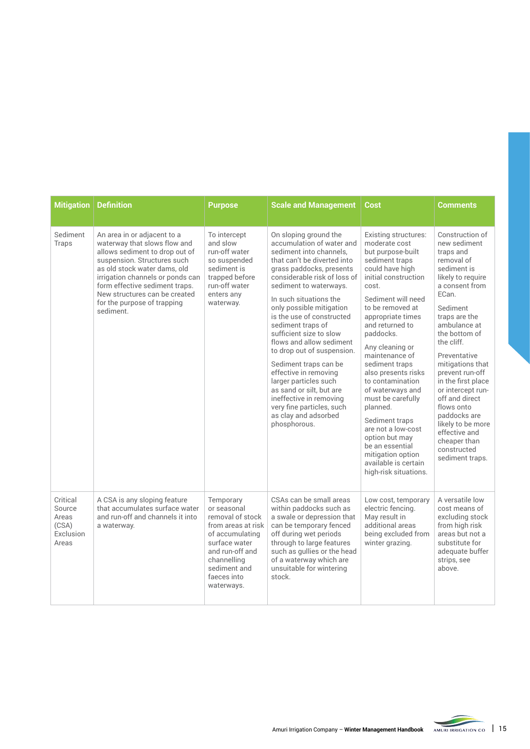| Mitigation | Definition | Purpose | Scale and Management | Cost | Comments |
|---|---|---|---|---|---|
| Sediment Traps | An area in or adjacent to a waterway that slows flow and allows sediment to drop out of suspension. Structures such as old stock water dams, old irrigation channels or ponds can form effective sediment traps. New structures can be created for the purpose of trapping sediment. | To intercept and slow run-off water so suspended sediment is trapped before run-off water enters any waterway. | On sloping ground the accumulation of water and sediment into channels, that can't be diverted into grass paddocks, presents considerable risk of loss of sediment to waterways.<br><br>In such situations the only possible mitigation is the use of constructed sediment traps of sufficient size to slow flows and allow sediment to drop out of suspension.<br><br>Sediment traps can be effective in removing larger particles such as sand or silt, but are ineffective in removing very fine particles, such as clay and adsorbed phosphorous. | Existing structures: moderate cost but purpose-built sediment traps could have high initial construction cost.<br><br>Sediment will need to be removed at appropriate times and returned to paddocks.<br><br>Any cleaning or maintenance of sediment traps also presents risks to contamination of waterways and must be carefully planned.<br><br>Sediment traps are not a low-cost option but may be an essential mitigation option available is certain high-risk situations. | Construction of new sediment traps and removal of sediment is likely to require a consent from ECan.<br><br>Sediment traps are the ambulance at the bottom of the cliff.<br><br>Preventative mitigations that prevent run-off in the first place or intercept run-off and direct flows onto paddocks are likely to be more effective and cheaper than constructed sediment traps. |
| Critical Source Areas (CSA) Exclusion Areas | A CSA is any sloping feature that accumulates surface water and run-off and channels it into a waterway. | Temporary or seasonal removal of stock from areas at risk of accumulating surface water and run-off and channelling sediment and faeces into waterways. | CSAs can be small areas within paddocks such as a swale or depression that can be temporary fenced off during wet periods through to large features such as gullies or the head of a waterway which are unsuitable for wintering stock. | Low cost, temporary electric fencing. May result in additional areas being excluded from winter grazing. | A versatile low cost means of excluding stock from high risk areas but not a substitute for adequate buffer strips, see above. |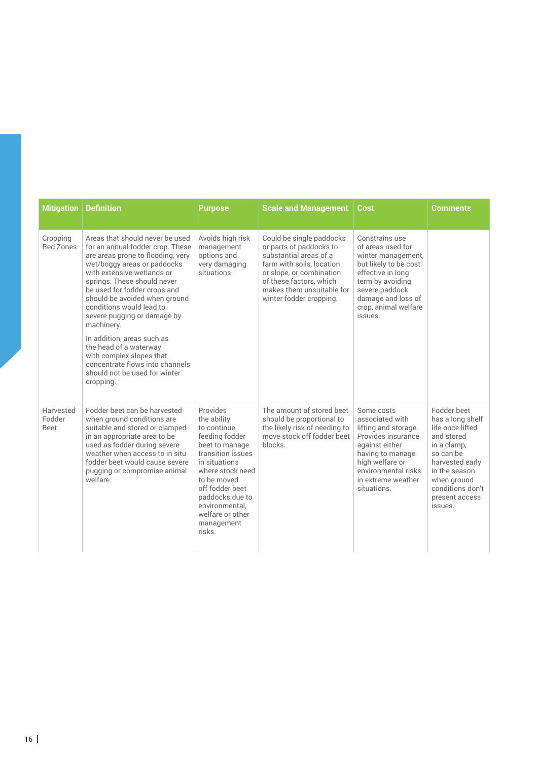| Mitigation | Definition | Purpose | Scale and Management | Cost | Comments |
|---|---|---|---|---|---|
| Cropping Red Zones | Areas that should never be used for an annual fodder crop. These are areas prone to flooding, very wet/boggy areas or paddocks with extensive wetlands or springs. These should never be used for fodder crops and should be avoided when ground conditions would lead to severe pugging or damage by machinery.<br><br>In addition, areas such as the head of a waterway with complex slopes that concentrate flows into channels should not be used for winter cropping. | Avoids high risk management options and very damaging situations. | Could be single paddocks or parts of paddocks to substantial areas of a farm with soils, location or slope, or combination of these factors, which makes them unsuitable for winter fodder cropping. | Constrains use of areas used for winter management, but likely to be cost effective in long term by avoiding severe paddock damage and loss of crop, animal welfare issues. | |
| Harvested Fodder Beet | Fodder beet can be harvested when ground conditions are suitable and stored or clamped in an appropriate area to be used as fodder during severe weather when access to in situ fodder beet would cause severe pugging or compromise animal welfare. | Provides the ability to continue feeding fodder beet to manage transition issues in situations where stock need to be moved off fodder beet paddocks due to environmental, welfare or other management risks. | The amount of stored beet should be proportional to the likely risk of needing to move stock off fodder beet blocks. | Some costs associated with lifting and storage. Provides insurance against either having to manage high welfare or environmental risks in extreme weather situations. | Fodder beet has a long shelf life once lifted and stored in a clamp, so can be harvested early in the season when ground conditions don't present access issues. |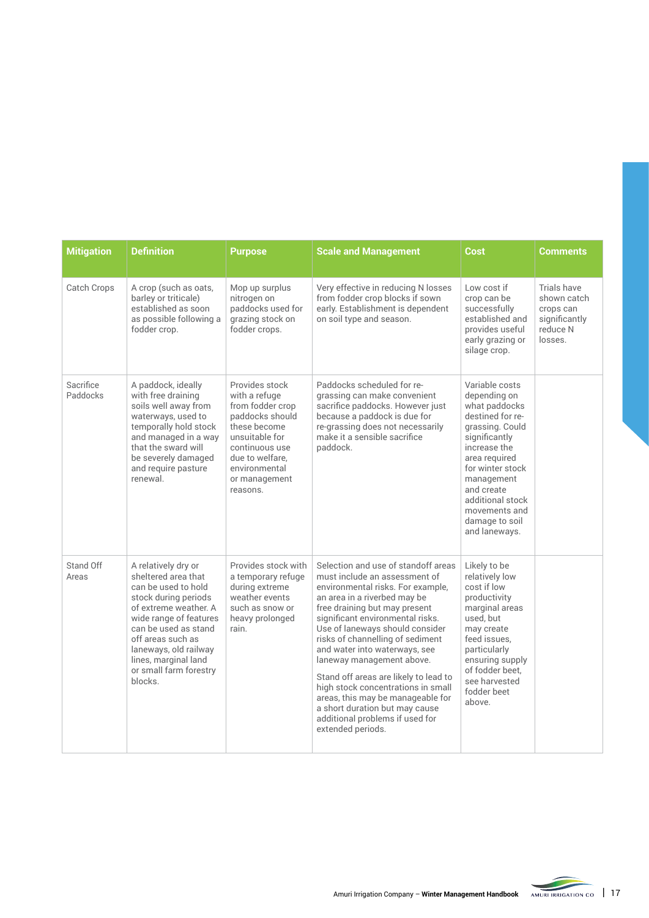| Mitigation | Definition | Purpose | Scale and Management | Cost | Comments |
|---|---|---|---|---|---|
| Catch Crops | A crop (such as oats, barley or triticale) established as soon as possible following a fodder crop. | Mop up surplus nitrogen on paddocks used for grazing stock on fodder crops. | Very effective in reducing N losses from fodder crop blocks if sown early. Establishment is dependent on soil type and season. | Low cost if crop can be successfully established and provides useful early grazing or silage crop. | Trials have shown catch crops can significantly reduce N losses. |
| Sacrifice Paddocks | A paddock, ideally with free draining soils well away from waterways, used to temporally hold stock and managed in a way that the sward will be severely damaged and require pasture renewal. | Provides stock with a refuge from fodder crop paddocks should these become unsuitable for continuous use due to welfare, environmental or management reasons. | Paddocks scheduled for re-grassing can make convenient sacrifice paddocks. However just because a paddock is due for re-grassing does not necessarily make it a sensible sacrifice paddock. | Variable costs depending on what paddocks destined for re-grassing. Could significantly increase the area required for winter stock management and create additional stock movements and damage to soil and laneways. | |
| Stand Off Areas | A relatively dry or sheltered area that can be used to hold stock during periods of extreme weather. A wide range of features can be used as stand off areas such as laneways, old railway lines, marginal land or small farm forestry blocks. | Provides stock with a temporary refuge during extreme weather events such as snow or heavy prolonged rain. | Selection and use of standoff areas must include an assessment of environmental risks. For example, an area in a riverbed may be free draining but may present significant environmental risks. Use of laneways should consider risks of channelling of sediment and water into waterways, see laneway management above.<br><br>Stand off areas are likely to lead to high stock concentrations in small areas, this may be manageable for a short duration but may cause additional problems if used for extended periods. | Likely to be relatively low cost if low productivity marginal areas used, but may create feed issues, particularly ensuring supply of fodder beet, see harvested fodder beet above. | |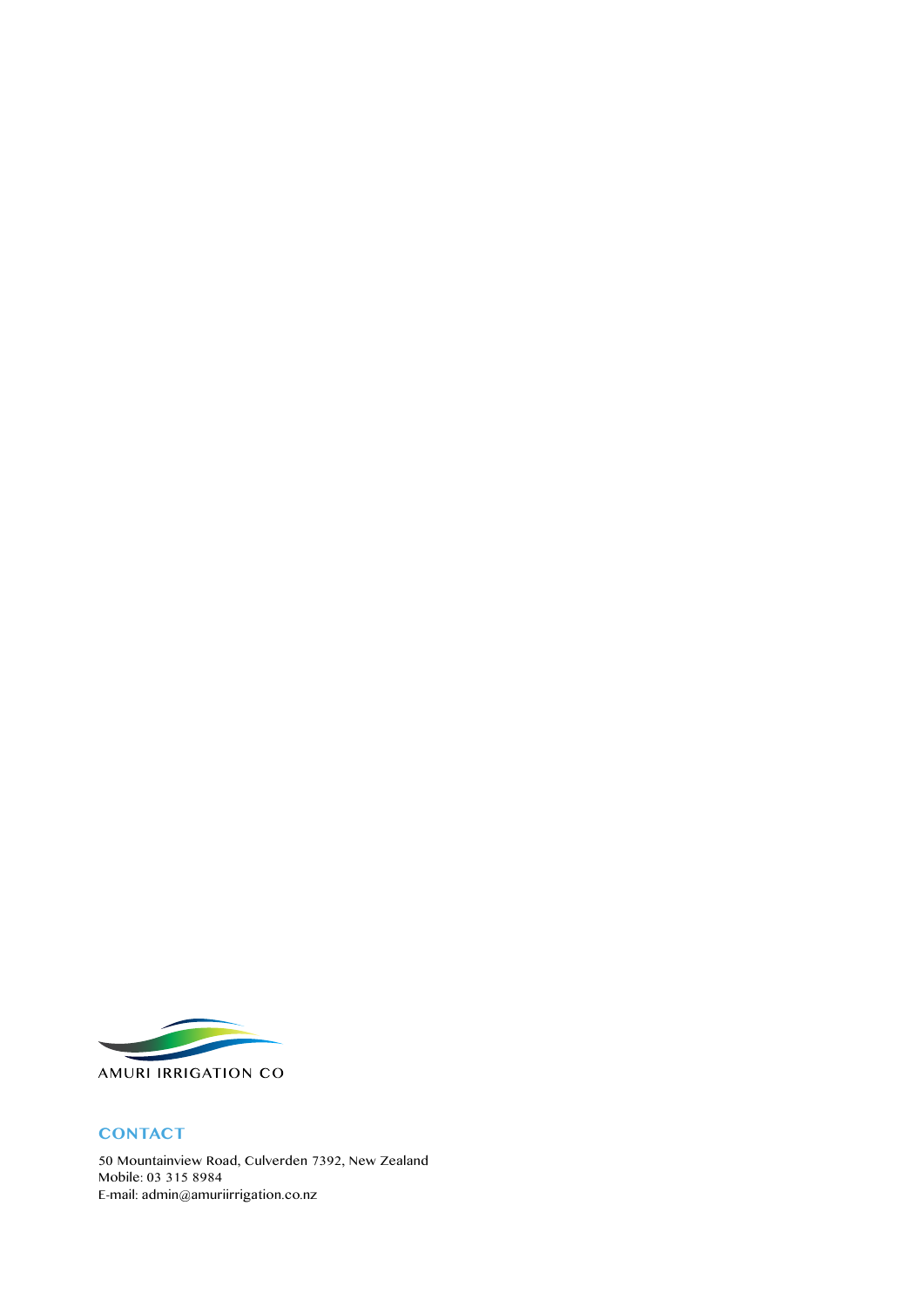AMURI IRRIGATION CO

## CONTACT

50 Mountainview Road, Culverden 7392, New Zealand
Mobile: 03 315 8984
E-mail: admin@amuriirrigation.co.nz